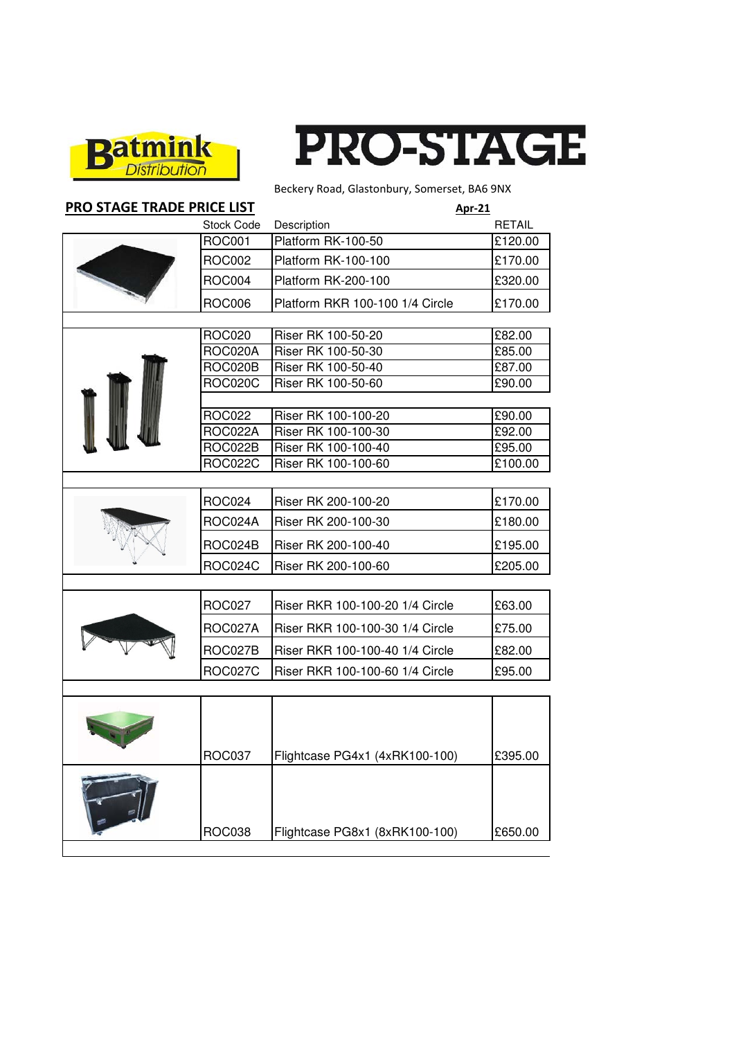Beckery Road, Glastonbury, Somerset, BA6 9NX

**PRO STAGE TRADE PRICE LIST** **Apr-21**

| Stock Code | Description | RETAIL |
|---|---|---|
| ROC001 | Platform RK-100-50 | £120.00 |
| ROC002 | Platform RK-100-100 | £170.00 |
| ROC004 | Platform RK-200-100 | £320.00 |
| ROC006 | Platform RKR 100-100 1/4 Circle | £170.00 |
| | | |
| ROC020 | Riser RK 100-50-20 | £82.00 |
| ROC020A | Riser RK 100-50-30 | £85.00 |
| ROC020B | Riser RK 100-50-40 | £87.00 |
| ROC020C | Riser RK 100-50-60 | £90.00 |
| | | |
| ROC022 | Riser RK 100-100-20 | £90.00 |
| ROC022A | Riser RK 100-100-30 | £92.00 |
| ROC022B | Riser RK 100-100-40 | £95.00 |
| ROC022C | Riser RK 100-100-60 | £100.00 |
| | | |
| ROC024 | Riser RK 200-100-20 | £170.00 |
| ROC024A | Riser RK 200-100-30 | £180.00 |
| ROC024B | Riser RK 200-100-40 | £195.00 |
| ROC024C | Riser RK 200-100-60 | £205.00 |
| | | |
| ROC027 | Riser RKR 100-100-20 1/4 Circle | £63.00 |
| ROC027A | Riser RKR 100-100-30 1/4 Circle | £75.00 |
| ROC027B | Riser RKR 100-100-40 1/4 Circle | £82.00 |
| ROC027C | Riser RKR 100-100-60 1/4 Circle | £95.00 |
| | | |
| ROC037 | Flightcase PG4x1 (4xRK100-100) | £395.00 |
| ROC038 | Flightcase PG8x1 (8xRK100-100) | £650.00 |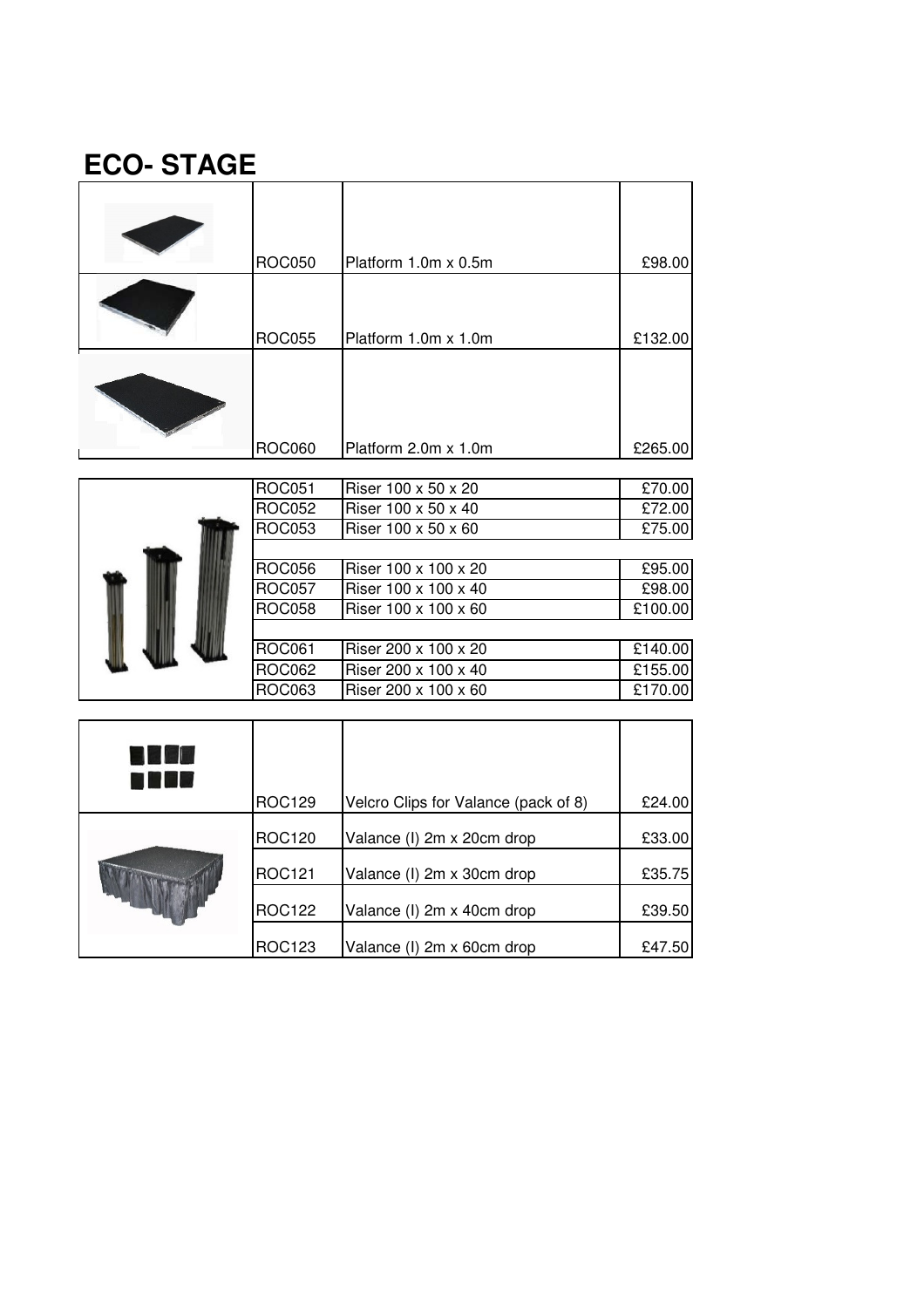# ECO- STAGE

| Code | Description | Price |
|---|---|---|
| ROC050 | Platform 1.0m x 0.5m | £98.00 |
| ROC055 | Platform 1.0m x 1.0m | £132.00 |
| ROC060 | Platform 2.0m x 1.0m | £265.00 |

| Code | Description | Price |
|---|---|---|
| ROC051 | Riser 100 x 50 x 20 | £70.00 |
| ROC052 | Riser 100 x 50 x 40 | £72.00 |
| ROC053 | Riser 100 x 50 x 60 | £75.00 |
| | | |
| ROC056 | Riser 100 x 100 x 20 | £95.00 |
| ROC057 | Riser 100 x 100 x 40 | £98.00 |
| ROC058 | Riser 100 x 100 x 60 | £100.00 |
| | | |
| ROC061 | Riser 200 x 100 x 20 | £140.00 |
| ROC062 | Riser 200 x 100 x 40 | £155.00 |
| ROC063 | Riser 200 x 100 x 60 | £170.00 |

| Code | Description | Price |
|---|---|---|
| ROC129 | Velcro Clips for Valance (pack of 8) | £24.00 |
| ROC120 | Valance (I) 2m x 20cm drop | £33.00 |
| ROC121 | Valance (I) 2m x 30cm drop | £35.75 |
| ROC122 | Valance (I) 2m x 40cm drop | £39.50 |
| ROC123 | Valance (I) 2m x 60cm drop | £47.50 |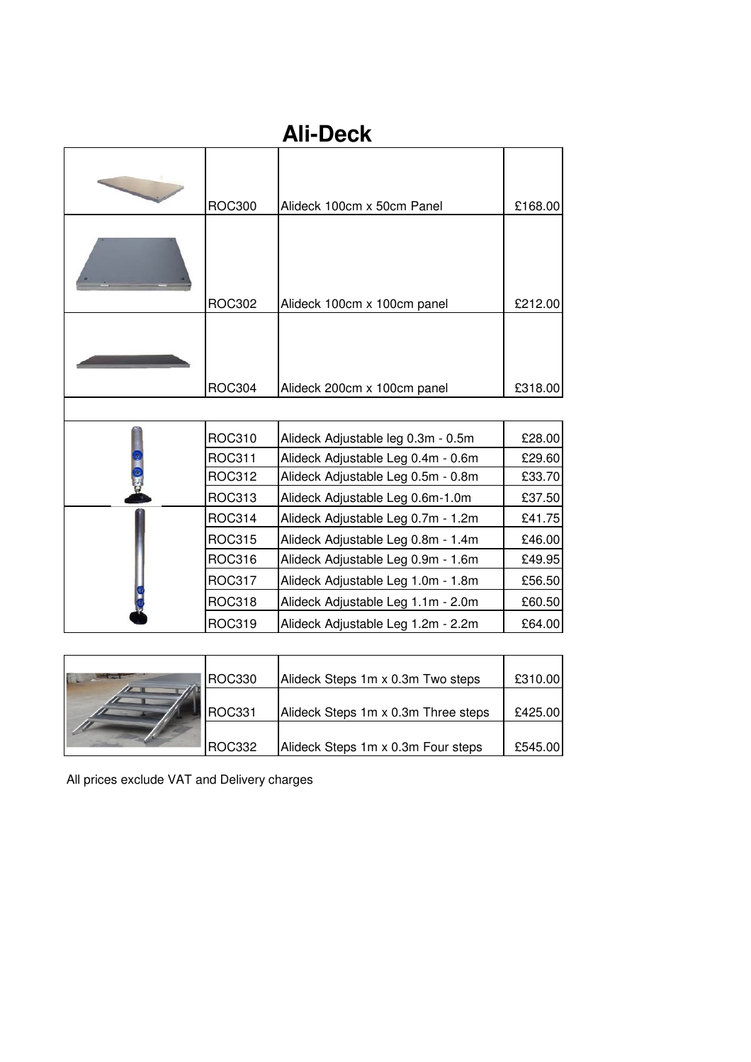# Ali-Deck

| | | | |
|---|---|---|---|
| | ROC300 | Alideck 100cm x 50cm Panel | £168.00 |
| | ROC302 | Alideck 100cm x 100cm panel | £212.00 |
| | ROC304 | Alideck 200cm x 100cm panel | £318.00 |
| | | | |
| | ROC310 | Alideck Adjustable leg 0.3m - 0.5m | £28.00 |
| | ROC311 | Alideck Adjustable Leg 0.4m - 0.6m | £29.60 |
| | ROC312 | Alideck Adjustable Leg 0.5m - 0.8m | £33.70 |
| | ROC313 | Alideck Adjustable Leg 0.6m-1.0m | £37.50 |
| | ROC314 | Alideck Adjustable Leg 0.7m - 1.2m | £41.75 |
| | ROC315 | Alideck Adjustable Leg 0.8m - 1.4m | £46.00 |
| | ROC316 | Alideck Adjustable Leg 0.9m - 1.6m | £49.95 |
| | ROC317 | Alideck Adjustable Leg 1.0m - 1.8m | £56.50 |
| | ROC318 | Alideck Adjustable Leg 1.1m - 2.0m | £60.50 |
| | ROC319 | Alideck Adjustable Leg 1.2m - 2.2m | £64.00 |

| | | | |
|---|---|---|---|
| | ROC330 | Alideck Steps 1m x 0.3m Two steps | £310.00 |
| | ROC331 | Alideck Steps 1m x 0.3m Three steps | £425.00 |
| | ROC332 | Alideck Steps 1m x 0.3m Four steps | £545.00 |

All prices exclude VAT and Delivery charges